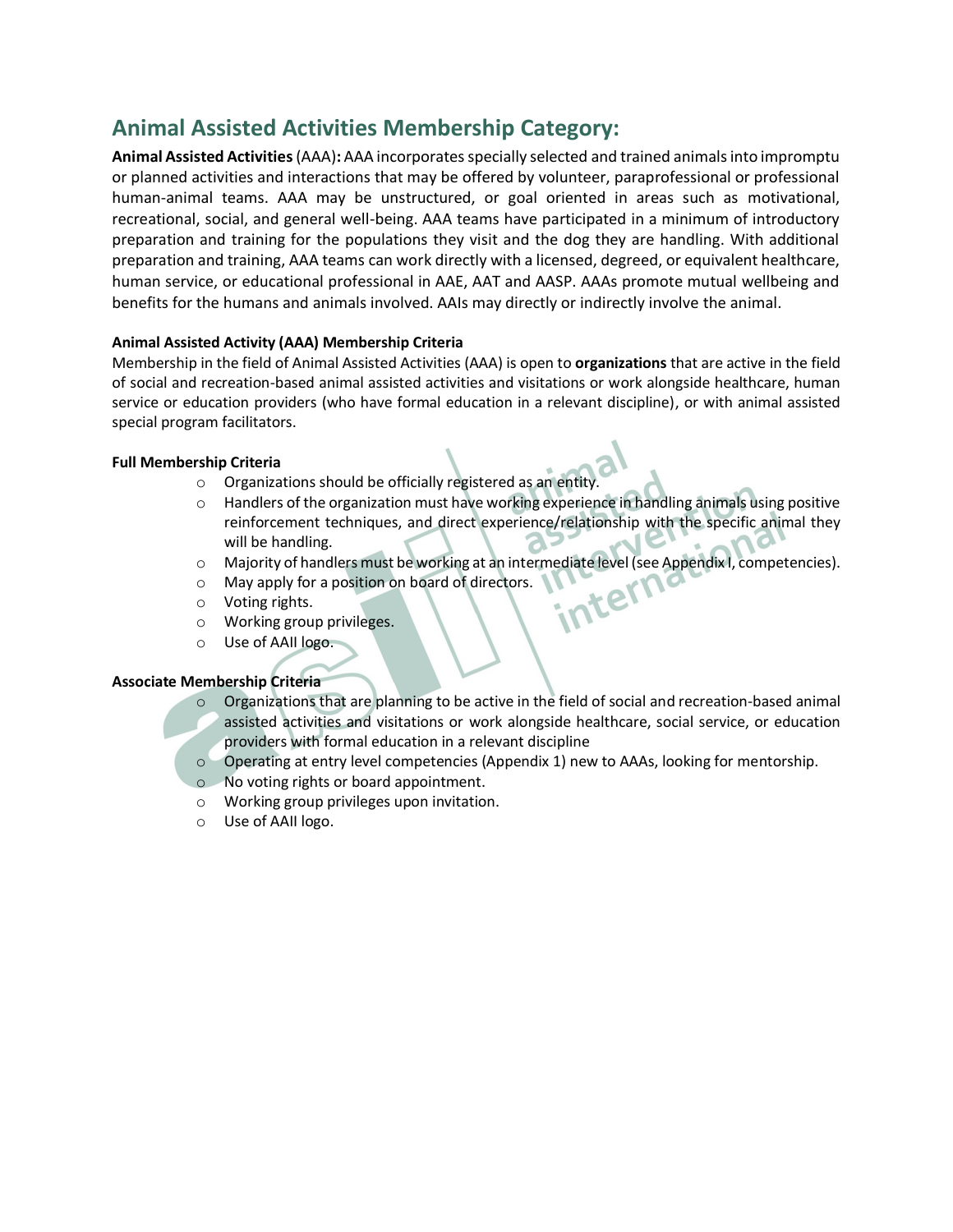## Animal Assisted Activities Membership Category:

**Animal Assisted Activities** (AAA)**:** AAA incorporates specially selected and trained animals into impromptu or planned activities and interactions that may be offered by volunteer, paraprofessional or professional human-animal teams. AAA may be unstructured, or goal oriented in areas such as motivational, recreational, social, and general well-being. AAA teams have participated in a minimum of introductory preparation and training for the populations they visit and the dog they are handling. With additional preparation and training, AAA teams can work directly with a licensed, degreed, or equivalent healthcare, human service, or educational professional in AAE, AAT and AASP. AAAs promote mutual wellbeing and benefits for the humans and animals involved. AAIs may directly or indirectly involve the animal.

**Animal Assisted Activity (AAA) Membership Criteria**

Membership in the field of Animal Assisted Activities (AAA) is open to **organizations** that are active in the field of social and recreation-based animal assisted activities and visitations or work alongside healthcare, human service or education providers (who have formal education in a relevant discipline), or with animal assisted special program facilitators.

**Full Membership Criteria**

- Organizations should be officially registered as an entity.
- Handlers of the organization must have working experience in handling animals using positive reinforcement techniques, and direct experience/relationship with the specific animal they will be handling.
- Majority of handlers must be working at an intermediate level (see Appendix I, competencies).
- May apply for a position on board of directors.
- Voting rights.
- Working group privileges.
- Use of AAII logo.

**Associate Membership Criteria**

- Organizations that are planning to be active in the field of social and recreation-based animal assisted activities and visitations or work alongside healthcare, social service, or education providers with formal education in a relevant discipline
- Operating at entry level competencies (Appendix 1) new to AAAs, looking for mentorship.
- No voting rights or board appointment.
- Working group privileges upon invitation.
- Use of AAII logo.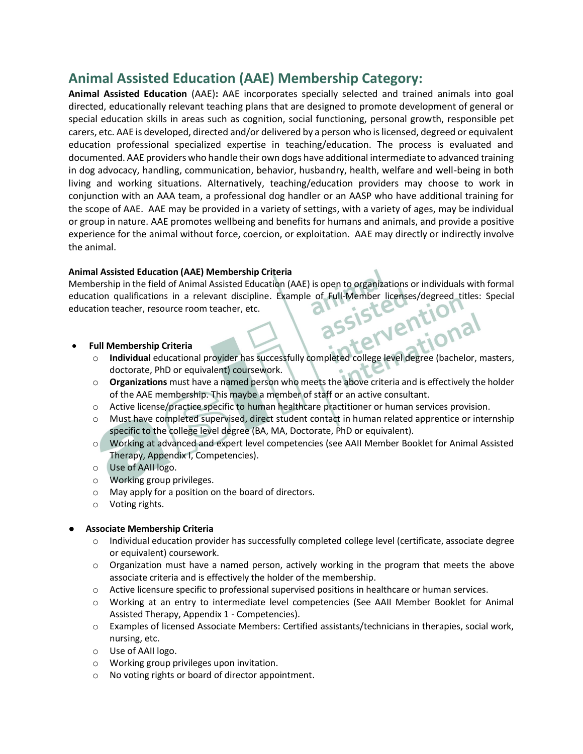## Animal Assisted Education (AAE) Membership Category:

**Animal Assisted Education** (AAE)**:** AAE incorporates specially selected and trained animals into goal directed, educationally relevant teaching plans that are designed to promote development of general or special education skills in areas such as cognition, social functioning, personal growth, responsible pet carers, etc. AAE is developed, directed and/or delivered by a person who is licensed, degreed or equivalent education professional specialized expertise in teaching/education. The process is evaluated and documented. AAE providers who handle their own dogs have additional intermediate to advanced training in dog advocacy, handling, communication, behavior, husbandry, health, welfare and well-being in both living and working situations. Alternatively, teaching/education providers may choose to work in conjunction with an AAA team, a professional dog handler or an AASP who have additional training for the scope of AAE. AAE may be provided in a variety of settings, with a variety of ages, may be individual or group in nature. AAE promotes wellbeing and benefits for humans and animals, and provide a positive experience for the animal without force, coercion, or exploitation. AAE may directly or indirectly involve the animal.

**Animal Assisted Education (AAE) Membership Criteria**

Membership in the field of Animal Assisted Education (AAE) is open to organizations or individuals with formal education qualifications in a relevant discipline. Example of Full-Member licenses/degreed titles: Special education teacher, resource room teacher, etc.

- **Full Membership Criteria**
  - **Individual** educational provider has successfully completed college level degree (bachelor, masters, doctorate, PhD or equivalent) coursework.
  - **Organizations** must have a named person who meets the above criteria and is effectively the holder of the AAE membership. This maybe a member of staff or an active consultant.
  - Active license/practice specific to human healthcare practitioner or human services provision.
  - Must have completed supervised, direct student contact in human related apprentice or internship specific to the college level degree (BA, MA, Doctorate, PhD or equivalent).
  - Working at advanced and expert level competencies (see AAII Member Booklet for Animal Assisted Therapy, Appendix I, Competencies).
  - Use of AAII logo.
  - Working group privileges.
  - May apply for a position on the board of directors.
  - Voting rights.

- **Associate Membership Criteria**
  - Individual education provider has successfully completed college level (certificate, associate degree or equivalent) coursework.
  - Organization must have a named person, actively working in the program that meets the above associate criteria and is effectively the holder of the membership.
  - Active licensure specific to professional supervised positions in healthcare or human services.
  - Working at an entry to intermediate level competencies (See AAII Member Booklet for Animal Assisted Therapy, Appendix 1 - Competencies).
  - Examples of licensed Associate Members: Certified assistants/technicians in therapies, social work, nursing, etc.
  - Use of AAII logo.
  - Working group privileges upon invitation.
  - No voting rights or board of director appointment.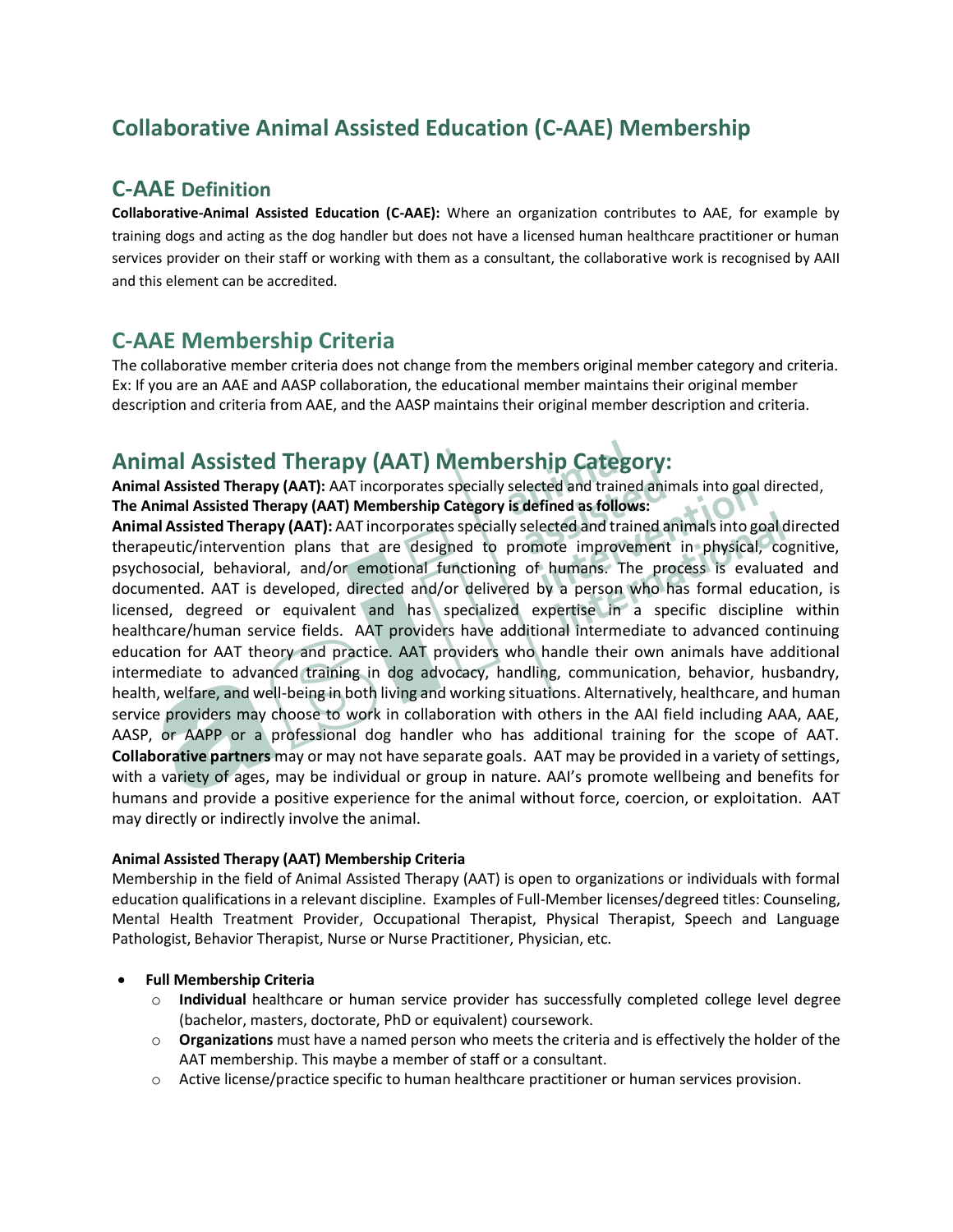## Collaborative Animal Assisted Education (C-AAE) Membership

### C-AAE Definition

**Collaborative-Animal Assisted Education (C-AAE):** Where an organization contributes to AAE, for example by training dogs and acting as the dog handler but does not have a licensed human healthcare practitioner or human services provider on their staff or working with them as a consultant, the collaborative work is recognised by AAII and this element can be accredited.

### C-AAE Membership Criteria

The collaborative member criteria does not change from the members original member category and criteria. Ex: If you are an AAE and AASP collaboration, the educational member maintains their original member description and criteria from AAE, and the AASP maintains their original member description and criteria.

## Animal Assisted Therapy (AAT) Membership Category:

**Animal Assisted Therapy (AAT):** AAT incorporates specially selected and trained animals into goal directed,
**The Animal Assisted Therapy (AAT) Membership Category is defined as follows:**
**Animal Assisted Therapy (AAT):** AAT incorporates specially selected and trained animals into goal directed therapeutic/intervention plans that are designed to promote improvement in physical, cognitive, psychosocial, behavioral, and/or emotional functioning of humans. The process is evaluated and documented. AAT is developed, directed and/or delivered by a person who has formal education, is licensed, degreed or equivalent and has specialized expertise in a specific discipline within healthcare/human service fields. AAT providers have additional intermediate to advanced continuing education for AAT theory and practice. AAT providers who handle their own animals have additional intermediate to advanced training in dog advocacy, handling, communication, behavior, husbandry, health, welfare, and well-being in both living and working situations. Alternatively, healthcare, and human service providers may choose to work in collaboration with others in the AAI field including AAA, AAE, AASP, or AAPP or a professional dog handler who has additional training for the scope of AAT. **Collaborative partners** may or may not have separate goals. AAT may be provided in a variety of settings, with a variety of ages, may be individual or group in nature. AAI's promote wellbeing and benefits for humans and provide a positive experience for the animal without force, coercion, or exploitation. AAT may directly or indirectly involve the animal.

**Animal Assisted Therapy (AAT) Membership Criteria**

Membership in the field of Animal Assisted Therapy (AAT) is open to organizations or individuals with formal education qualifications in a relevant discipline. Examples of Full-Member licenses/degreed titles: Counseling, Mental Health Treatment Provider, Occupational Therapist, Physical Therapist, Speech and Language Pathologist, Behavior Therapist, Nurse or Nurse Practitioner, Physician, etc.

- **Full Membership Criteria**
  - **Individual** healthcare or human service provider has successfully completed college level degree (bachelor, masters, doctorate, PhD or equivalent) coursework.
  - **Organizations** must have a named person who meets the criteria and is effectively the holder of the AAT membership. This maybe a member of staff or a consultant.
  - Active license/practice specific to human healthcare practitioner or human services provision.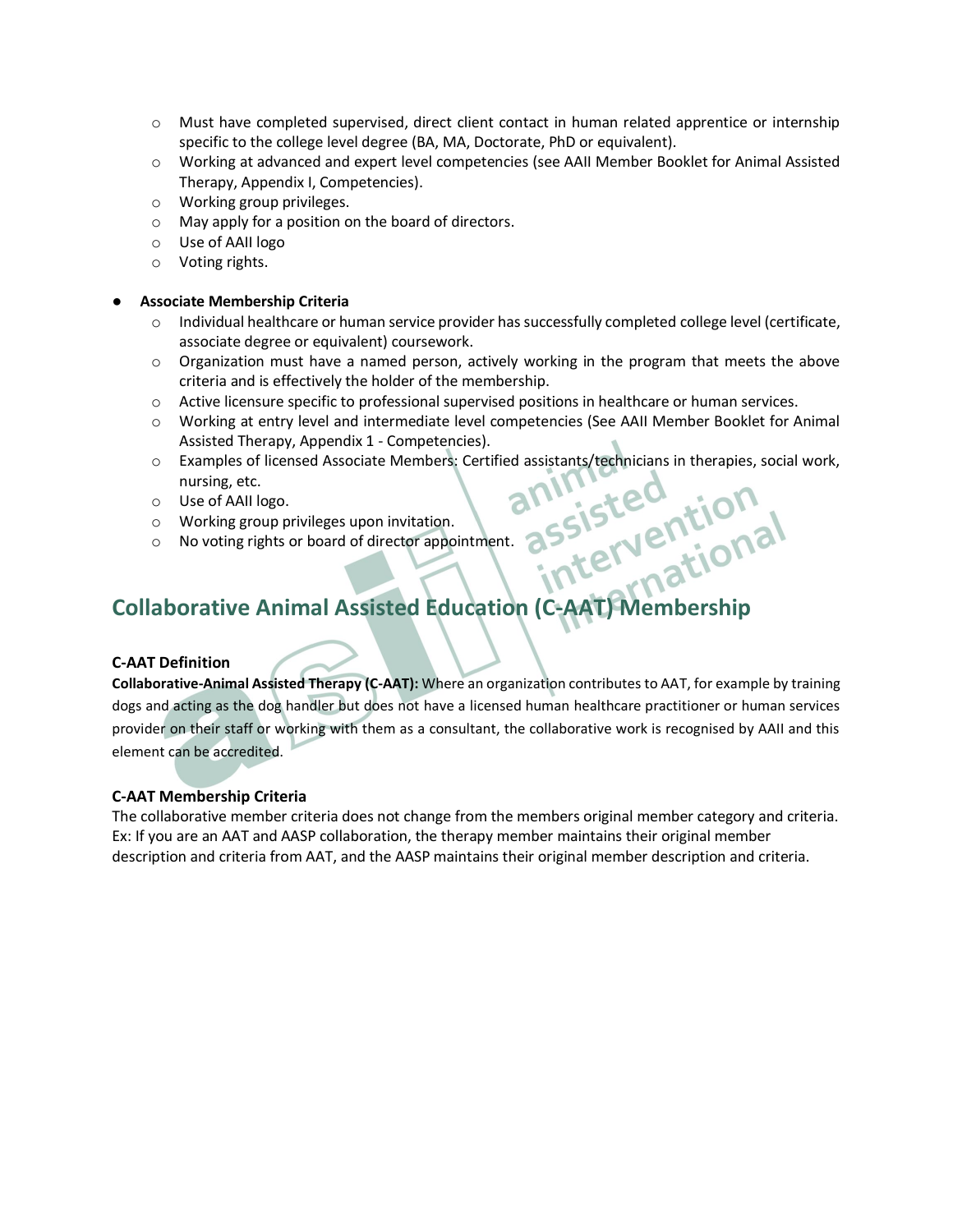- Must have completed supervised, direct client contact in human related apprentice or internship specific to the college level degree (BA, MA, Doctorate, PhD or equivalent).
- Working at advanced and expert level competencies (see AAII Member Booklet for Animal Assisted Therapy, Appendix I, Competencies).
- Working group privileges.
- May apply for a position on the board of directors.
- Use of AAII logo
- Voting rights.

- **Associate Membership Criteria**
  - Individual healthcare or human service provider has successfully completed college level (certificate, associate degree or equivalent) coursework.
  - Organization must have a named person, actively working in the program that meets the above criteria and is effectively the holder of the membership.
  - Active licensure specific to professional supervised positions in healthcare or human services.
  - Working at entry level and intermediate level competencies (See AAII Member Booklet for Animal Assisted Therapy, Appendix 1 - Competencies).
  - Examples of licensed Associate Members: Certified assistants/technicians in therapies, social work, nursing, etc.
  - Use of AAII logo.
  - Working group privileges upon invitation.
  - No voting rights or board of director appointment.

## Collaborative Animal Assisted Education (C-AAT) Membership

### C-AAT Definition

**Collaborative-Animal Assisted Therapy (C-AAT):** Where an organization contributes to AAT, for example by training dogs and acting as the dog handler but does not have a licensed human healthcare practitioner or human services provider on their staff or working with them as a consultant, the collaborative work is recognised by AAII and this element can be accredited.

### C-AAT Membership Criteria

The collaborative member criteria does not change from the members original member category and criteria. Ex: If you are an AAT and AASP collaboration, the therapy member maintains their original member description and criteria from AAT, and the AASP maintains their original member description and criteria.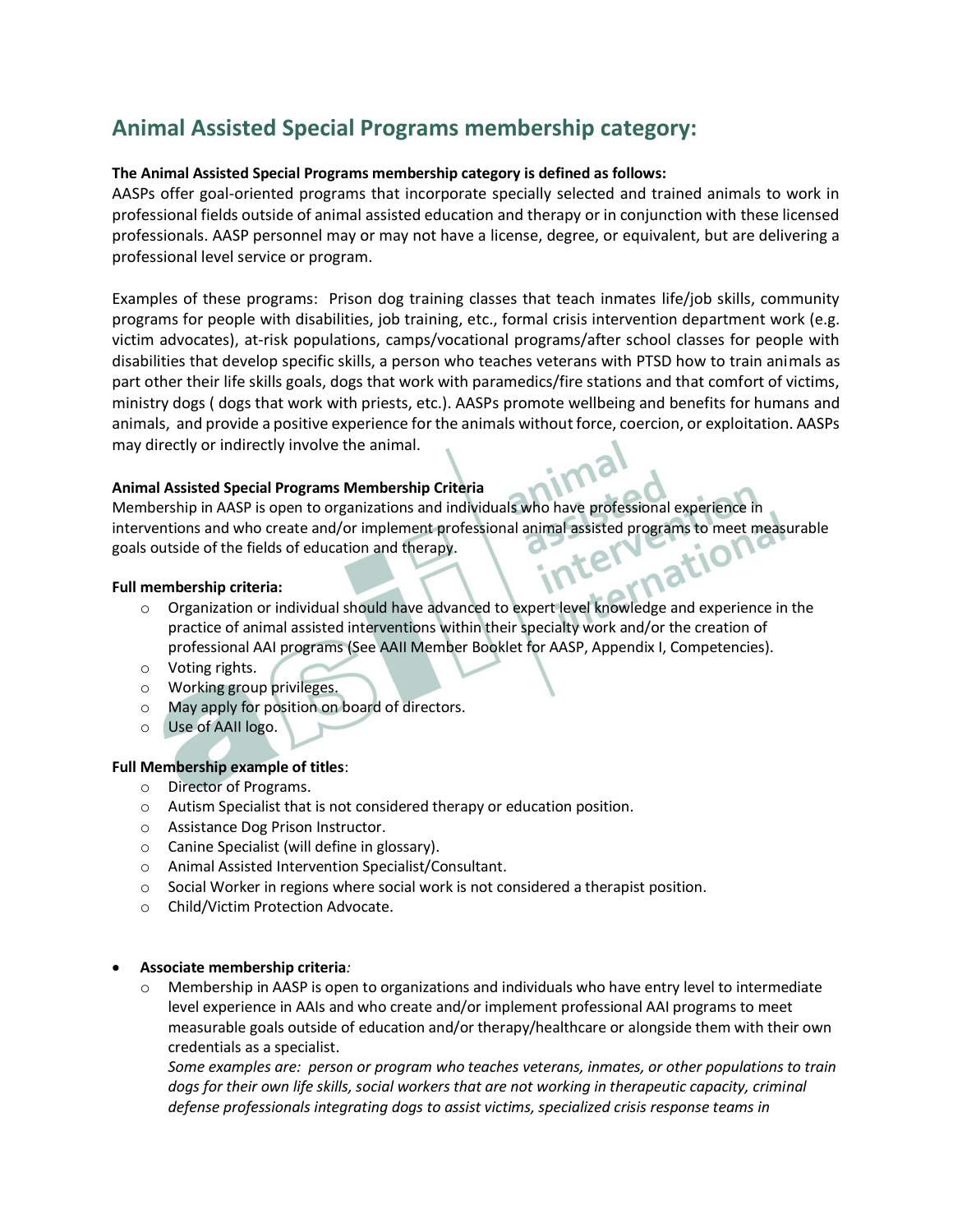## Animal Assisted Special Programs membership category:

**The Animal Assisted Special Programs membership category is defined as follows:**
AASPs offer goal-oriented programs that incorporate specially selected and trained animals to work in professional fields outside of animal assisted education and therapy or in conjunction with these licensed professionals. AASP personnel may or may not have a license, degree, or equivalent, but are delivering a professional level service or program.

Examples of these programs: Prison dog training classes that teach inmates life/job skills, community programs for people with disabilities, job training, etc., formal crisis intervention department work (e.g. victim advocates), at-risk populations, camps/vocational programs/after school classes for people with disabilities that develop specific skills, a person who teaches veterans with PTSD how to train animals as part other their life skills goals, dogs that work with paramedics/fire stations and that comfort of victims, ministry dogs ( dogs that work with priests, etc.). AASPs promote wellbeing and benefits for humans and animals, and provide a positive experience for the animals without force, coercion, or exploitation. AASPs may directly or indirectly involve the animal.

**Animal Assisted Special Programs Membership Criteria**
Membership in AASP is open to organizations and individuals who have professional experience in interventions and who create and/or implement professional animal assisted programs to meet measurable goals outside of the fields of education and therapy.

**Full membership criteria:**

- Organization or individual should have advanced to expert level knowledge and experience in the practice of animal assisted interventions within their specialty work and/or the creation of professional AAI programs (See AAII Member Booklet for AASP, Appendix I, Competencies).
- Voting rights.
- Working group privileges.
- May apply for position on board of directors.
- Use of AAII logo.

**Full Membership example of titles**:

- Director of Programs.
- Autism Specialist that is not considered therapy or education position.
- Assistance Dog Prison Instructor.
- Canine Specialist (will define in glossary).
- Animal Assisted Intervention Specialist/Consultant.
- Social Worker in regions where social work is not considered a therapist position.
- Child/Victim Protection Advocate.

- **Associate membership criteria***:*
  - Membership in AASP is open to organizations and individuals who have entry level to intermediate level experience in AAIs and who create and/or implement professional AAI programs to meet measurable goals outside of education and/or therapy/healthcare or alongside them with their own credentials as a specialist.
    *Some examples are: person or program who teaches veterans, inmates, or other populations to train dogs for their own life skills, social workers that are not working in therapeutic capacity, criminal defense professionals integrating dogs to assist victims, specialized crisis response teams in*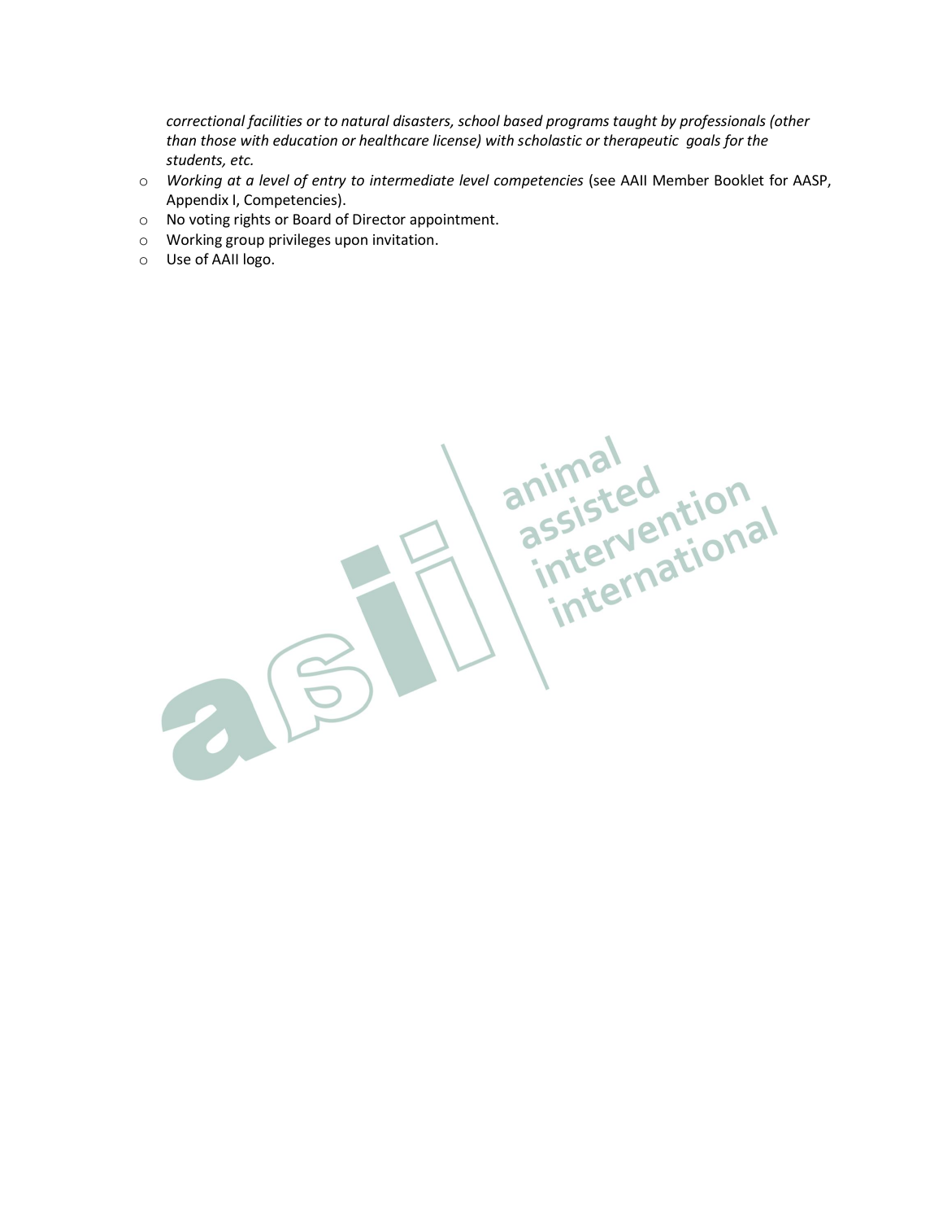*correctional facilities or to natural disasters, school based programs taught by professionals (other than those with education or healthcare license) with scholastic or therapeutic goals for the students, etc.*

- *Working at a level of entry to intermediate level competencies* (see AAII Member Booklet for AASP, Appendix I, Competencies).
- No voting rights or Board of Director appointment.
- Working group privileges upon invitation.
- Use of AAII logo.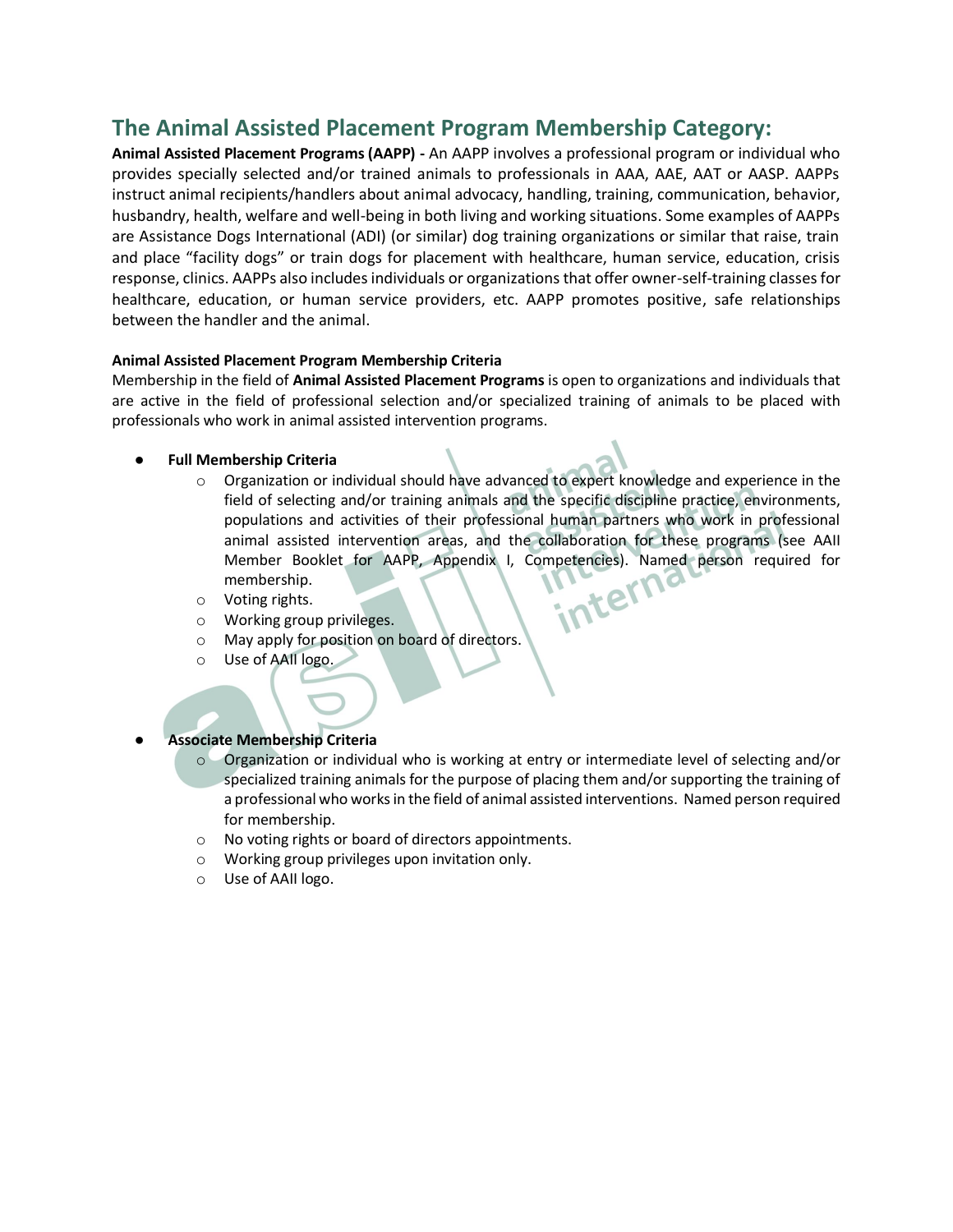## The Animal Assisted Placement Program Membership Category:

**Animal Assisted Placement Programs (AAPP) -** An AAPP involves a professional program or individual who provides specially selected and/or trained animals to professionals in AAA, AAE, AAT or AASP. AAPPs instruct animal recipients/handlers about animal advocacy, handling, training, communication, behavior, husbandry, health, welfare and well-being in both living and working situations. Some examples of AAPPs are Assistance Dogs International (ADI) (or similar) dog training organizations or similar that raise, train and place "facility dogs" or train dogs for placement with healthcare, human service, education, crisis response, clinics. AAPPs also includes individuals or organizations that offer owner-self-training classes for healthcare, education, or human service providers, etc. AAPP promotes positive, safe relationships between the handler and the animal.

**Animal Assisted Placement Program Membership Criteria**

Membership in the field of **Animal Assisted Placement Programs** is open to organizations and individuals that are active in the field of professional selection and/or specialized training of animals to be placed with professionals who work in animal assisted intervention programs.

- **Full Membership Criteria**
  - Organization or individual should have advanced to expert knowledge and experience in the field of selecting and/or training animals and the specific discipline practice, environments, populations and activities of their professional human partners who work in professional animal assisted intervention areas, and the collaboration for these programs (see AAII Member Booklet for AAPP, Appendix I, Competencies). Named person required for membership.
  - Voting rights.
  - Working group privileges.
  - May apply for position on board of directors.
  - Use of AAII logo.

- **Associate Membership Criteria**
  - Organization or individual who is working at entry or intermediate level of selecting and/or specialized training animals for the purpose of placing them and/or supporting the training of a professional who works in the field of animal assisted interventions. Named person required for membership.
  - No voting rights or board of directors appointments.
  - Working group privileges upon invitation only.
  - Use of AAII logo.